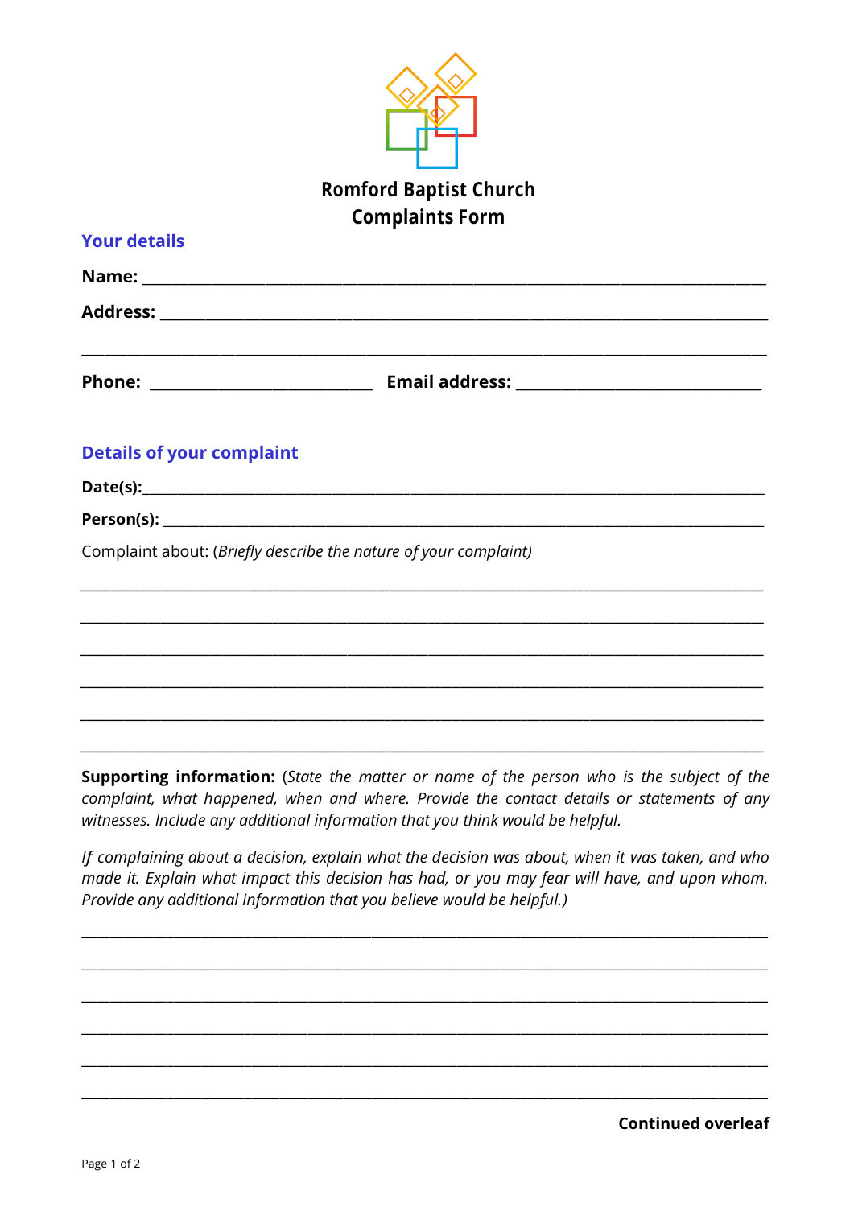# Romford Baptist Church
# Complaints Form

## Your details

**Name:** ______________________________________________________________________

**Address:** ____________________________________________________________________

_____________________________________________________________________________

**Phone:** ________________________ **Email address:** __________________________

## Details of your complaint

**Date(s):**____________________________________________________________________

**Person(s):** __________________________________________________________________

Complaint about: (*Briefly describe the nature of your complaint)*

_____________________________________________________________________________

_____________________________________________________________________________

_____________________________________________________________________________

_____________________________________________________________________________

_____________________________________________________________________________

_____________________________________________________________________________

**Supporting information:** (*State the matter or name of the person who is the subject of the complaint, what happened, when and where. Provide the contact details or statements of any witnesses. Include any additional information that you think would be helpful.*

*If complaining about a decision, explain what the decision was about, when it was taken, and who made it. Explain what impact this decision has had, or you may fear will have, and upon whom. Provide any additional information that you believe would be helpful.)*

_____________________________________________________________________________

_____________________________________________________________________________

_____________________________________________________________________________

_____________________________________________________________________________

_____________________________________________________________________________

_____________________________________________________________________________

**Continued overleaf**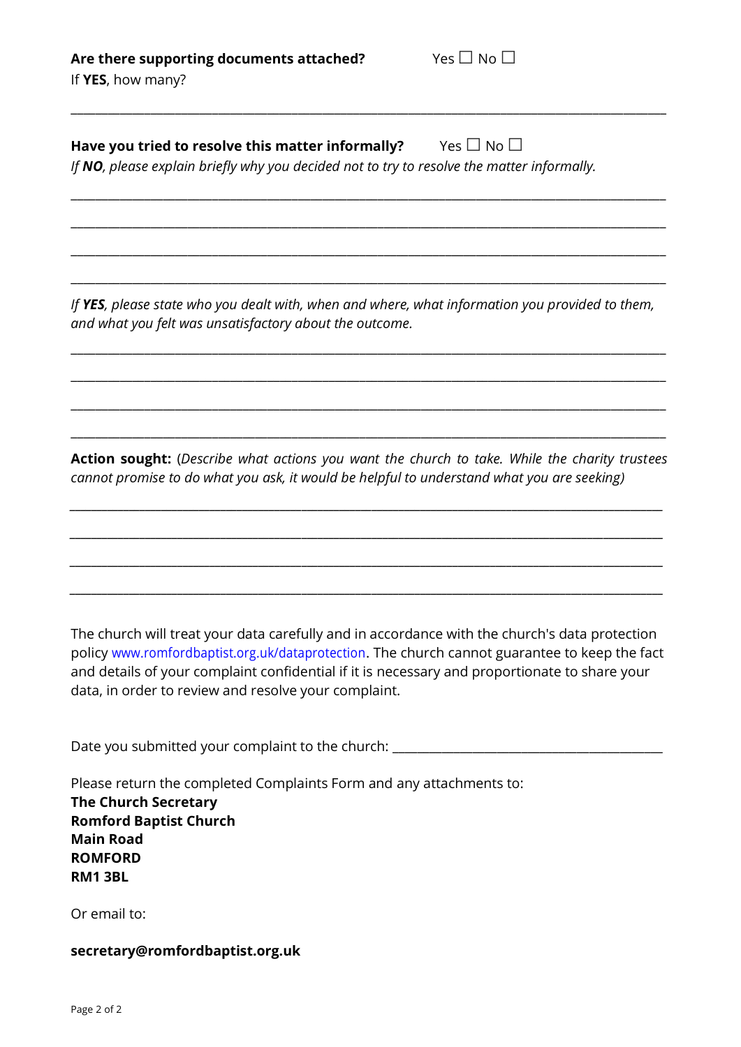**Are there supporting documents attached?** Yes ☐ No ☐

If **YES**, how many?

_______________________________________________________________________________

**Have you tried to resolve this matter informally?** Yes ☐ No ☐

*If **NO**, please explain briefly why you decided not to try to resolve the matter informally.*

_______________________________________________________________________________

_______________________________________________________________________________

_______________________________________________________________________________

_______________________________________________________________________________

*If **YES**, please state who you dealt with, when and where, what information you provided to them, and what you felt was unsatisfactory about the outcome.*

_______________________________________________________________________________

_______________________________________________________________________________

_______________________________________________________________________________

_______________________________________________________________________________

**Action sought:** (*Describe what actions you want the church to take. While the charity trustees cannot promise to do what you ask, it would be helpful to understand what you are seeking)*

_______________________________________________________________________________

_______________________________________________________________________________

_______________________________________________________________________________

_______________________________________________________________________________

The church will treat your data carefully and in accordance with the church's data protection policy www.romfordbaptist.org.uk/dataprotection. The church cannot guarantee to keep the fact and details of your complaint confidential if it is necessary and proportionate to share your data, in order to review and resolve your complaint.

Date you submitted your complaint to the church: ________________________________

Please return the completed Complaints Form and any attachments to:

**The Church Secretary**
**Romford Baptist Church**
**Main Road**
**ROMFORD**
**RM1 3BL**

Or email to:

**secretary@romfordbaptist.org.uk**